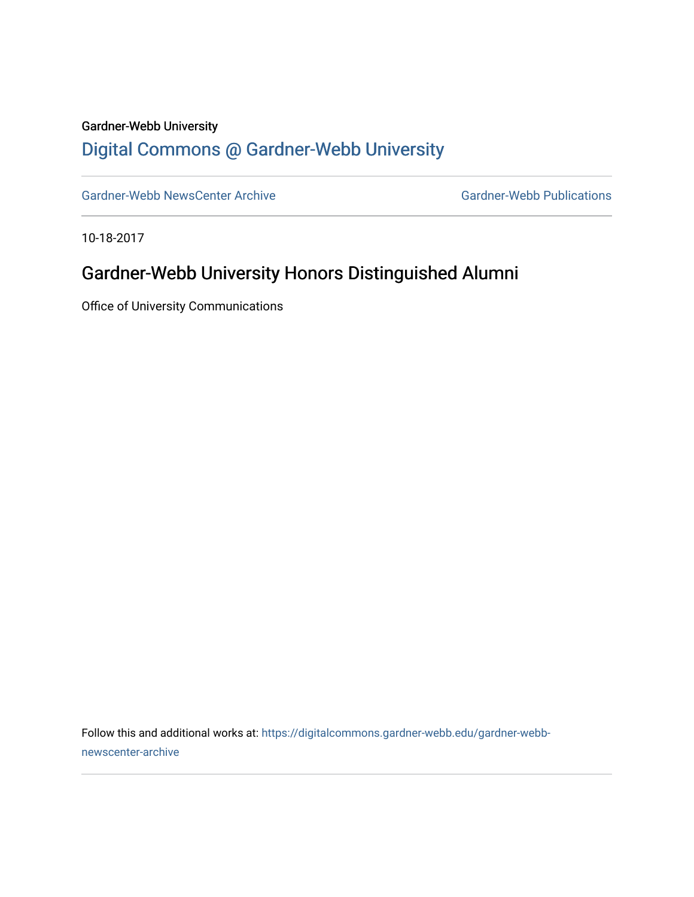Gardner-Webb University

# Digital Commons @ Gardner-Webb University

Gardner-Webb NewsCenter Archive | Gardner-Webb Publications

10-18-2017

## Gardner-Webb University Honors Distinguished Alumni

Office of University Communications

Follow this and additional works at: https://digitalcommons.gardner-webb.edu/gardner-webb-newscenter-archive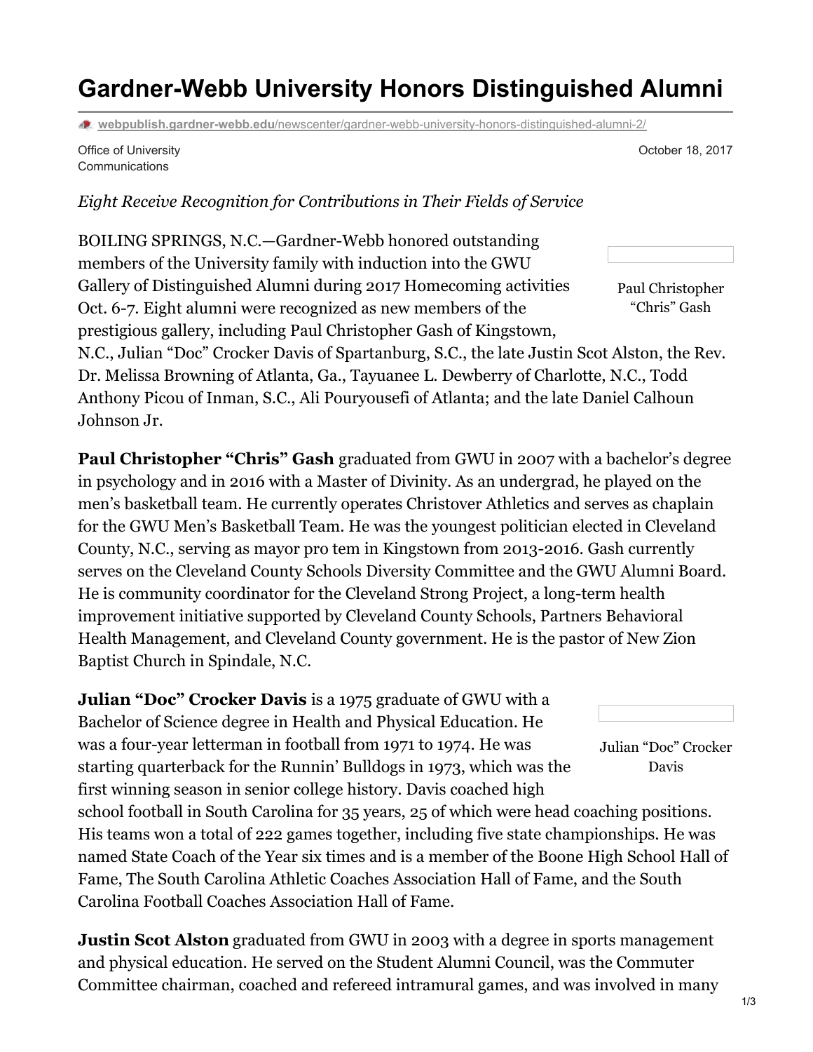# Gardner-Webb University Honors Distinguished Alumni

webpublish.gardner-webb.edu/newscenter/gardner-webb-university-honors-distinguished-alumni-2/

Office of University Communications

October 18, 2017

*Eight Receive Recognition for Contributions in Their Fields of Service*

BOILING SPRINGS, N.C.—Gardner-Webb honored outstanding members of the University family with induction into the GWU Gallery of Distinguished Alumni during 2017 Homecoming activities Oct. 6-7. Eight alumni were recognized as new members of the prestigious gallery, including Paul Christopher Gash of Kingstown, N.C., Julian "Doc" Crocker Davis of Spartanburg, S.C., the late Justin Scot Alston, the Rev. Dr. Melissa Browning of Atlanta, Ga., Tayuanee L. Dewberry of Charlotte, N.C., Todd Anthony Picou of Inman, S.C., Ali Pouryousefi of Atlanta; and the late Daniel Calhoun Johnson Jr.

Paul Christopher "Chris" Gash

**Paul Christopher "Chris" Gash** graduated from GWU in 2007 with a bachelor's degree in psychology and in 2016 with a Master of Divinity. As an undergrad, he played on the men's basketball team. He currently operates Christover Athletics and serves as chaplain for the GWU Men's Basketball Team. He was the youngest politician elected in Cleveland County, N.C., serving as mayor pro tem in Kingstown from 2013-2016. Gash currently serves on the Cleveland County Schools Diversity Committee and the GWU Alumni Board. He is community coordinator for the Cleveland Strong Project, a long-term health improvement initiative supported by Cleveland County Schools, Partners Behavioral Health Management, and Cleveland County government. He is the pastor of New Zion Baptist Church in Spindale, N.C.

Julian "Doc" Crocker Davis

**Julian "Doc" Crocker Davis** is a 1975 graduate of GWU with a Bachelor of Science degree in Health and Physical Education. He was a four-year letterman in football from 1971 to 1974. He was starting quarterback for the Runnin' Bulldogs in 1973, which was the first winning season in senior college history. Davis coached high school football in South Carolina for 35 years, 25 of which were head coaching positions. His teams won a total of 222 games together, including five state championships. He was named State Coach of the Year six times and is a member of the Boone High School Hall of Fame, The South Carolina Athletic Coaches Association Hall of Fame, and the South Carolina Football Coaches Association Hall of Fame.

**Justin Scot Alston** graduated from GWU in 2003 with a degree in sports management and physical education. He served on the Student Alumni Council, was the Commuter Committee chairman, coached and refereed intramural games, and was involved in many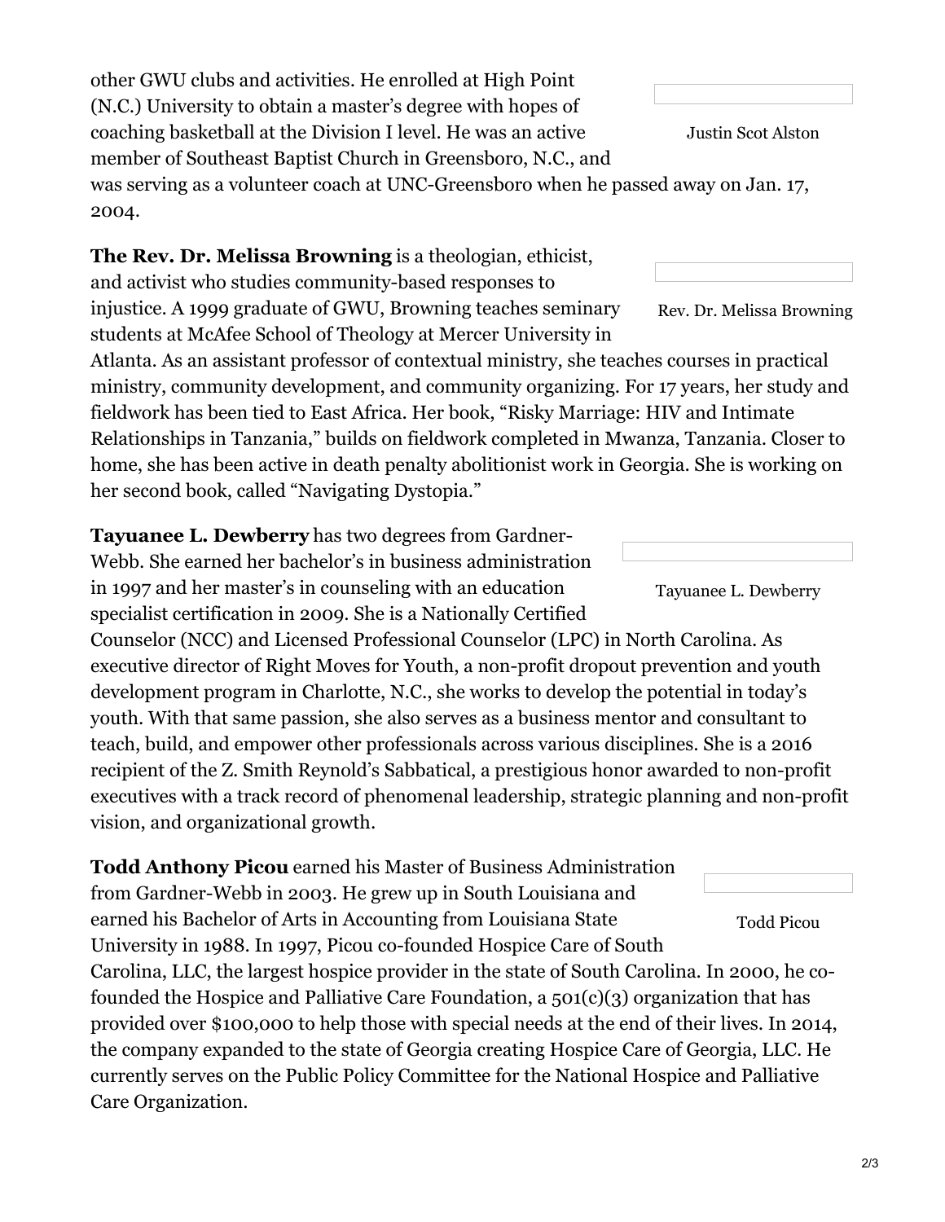other GWU clubs and activities. He enrolled at High Point (N.C.) University to obtain a master's degree with hopes of coaching basketball at the Division I level. He was an active member of Southeast Baptist Church in Greensboro, N.C., and was serving as a volunteer coach at UNC-Greensboro when he passed away on Jan. 17, 2004.

Justin Scot Alston

**The Rev. Dr. Melissa Browning** is a theologian, ethicist, and activist who studies community-based responses to injustice. A 1999 graduate of GWU, Browning teaches seminary students at McAfee School of Theology at Mercer University in Atlanta. As an assistant professor of contextual ministry, she teaches courses in practical ministry, community development, and community organizing. For 17 years, her study and fieldwork has been tied to East Africa. Her book, "Risky Marriage: HIV and Intimate Relationships in Tanzania," builds on fieldwork completed in Mwanza, Tanzania. Closer to home, she has been active in death penalty abolitionist work in Georgia. She is working on her second book, called "Navigating Dystopia."

Rev. Dr. Melissa Browning

**Tayuanee L. Dewberry** has two degrees from Gardner-Webb. She earned her bachelor's in business administration in 1997 and her master's in counseling with an education specialist certification in 2009. She is a Nationally Certified Counselor (NCC) and Licensed Professional Counselor (LPC) in North Carolina. As executive director of Right Moves for Youth, a non-profit dropout prevention and youth development program in Charlotte, N.C., she works to develop the potential in today's youth. With that same passion, she also serves as a business mentor and consultant to teach, build, and empower other professionals across various disciplines. She is a 2016 recipient of the Z. Smith Reynold's Sabbatical, a prestigious honor awarded to non-profit executives with a track record of phenomenal leadership, strategic planning and non-profit vision, and organizational growth.

Tayuanee L. Dewberry

**Todd Anthony Picou** earned his Master of Business Administration from Gardner-Webb in 2003. He grew up in South Louisiana and earned his Bachelor of Arts in Accounting from Louisiana State University in 1988. In 1997, Picou co-founded Hospice Care of South Carolina, LLC, the largest hospice provider in the state of South Carolina. In 2000, he co-founded the Hospice and Palliative Care Foundation, a 501(c)(3) organization that has provided over $100,000 to help those with special needs at the end of their lives. In 2014, the company expanded to the state of Georgia creating Hospice Care of Georgia, LLC. He currently serves on the Public Policy Committee for the National Hospice and Palliative Care Organization.

Todd Picou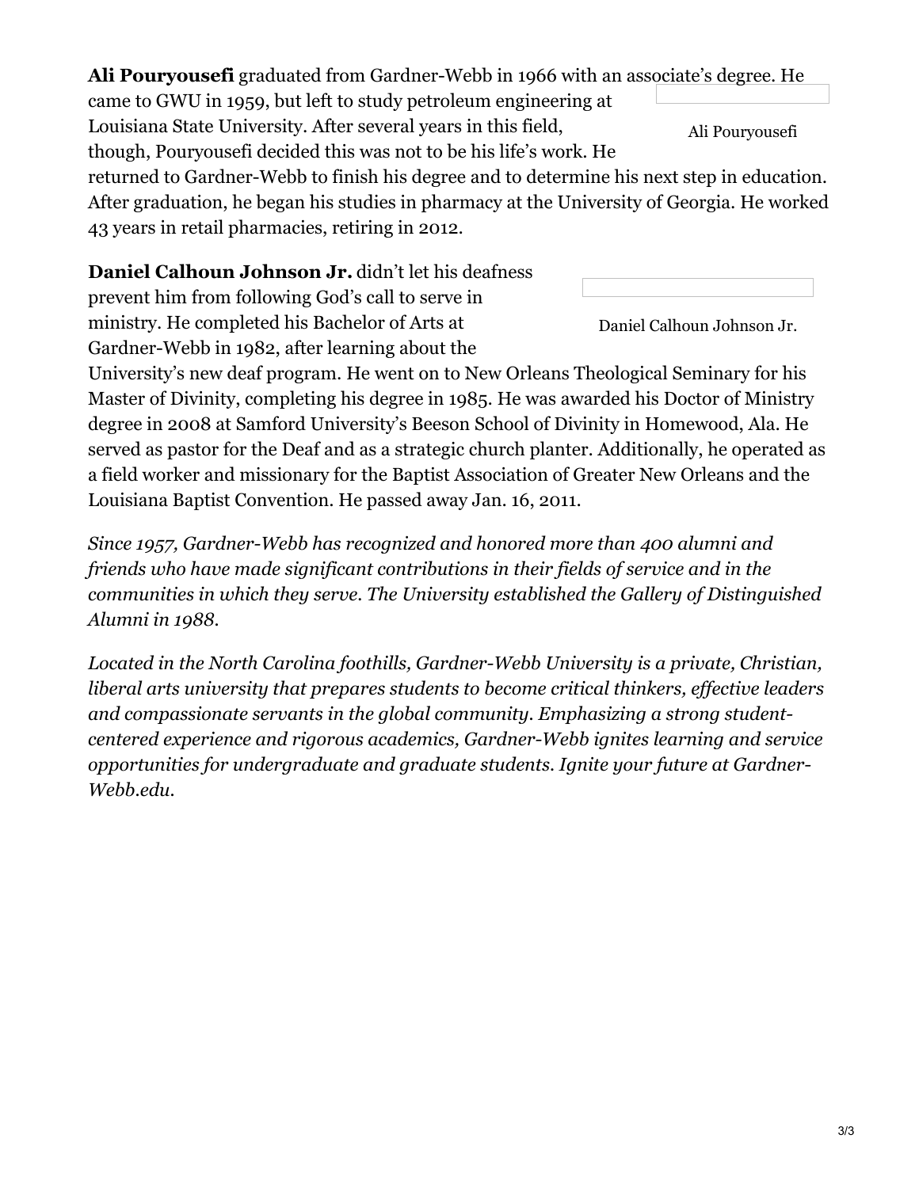**Ali Pouryousefi** graduated from Gardner-Webb in 1966 with an associate's degree. He came to GWU in 1959, but left to study petroleum engineering at Louisiana State University. After several years in this field, though, Pouryousefi decided this was not to be his life's work. He returned to Gardner-Webb to finish his degree and to determine his next step in education. After graduation, he began his studies in pharmacy at the University of Georgia. He worked 43 years in retail pharmacies, retiring in 2012.

Ali Pouryousefi

**Daniel Calhoun Johnson Jr.** didn't let his deafness prevent him from following God's call to serve in ministry. He completed his Bachelor of Arts at Gardner-Webb in 1982, after learning about the University's new deaf program. He went on to New Orleans Theological Seminary for his Master of Divinity, completing his degree in 1985. He was awarded his Doctor of Ministry degree in 2008 at Samford University's Beeson School of Divinity in Homewood, Ala. He served as pastor for the Deaf and as a strategic church planter. Additionally, he operated as a field worker and missionary for the Baptist Association of Greater New Orleans and the Louisiana Baptist Convention. He passed away Jan. 16, 2011.

Daniel Calhoun Johnson Jr.

*Since 1957, Gardner-Webb has recognized and honored more than 400 alumni and friends who have made significant contributions in their fields of service and in the communities in which they serve. The University established the Gallery of Distinguished Alumni in 1988.*

*Located in the North Carolina foothills, Gardner-Webb University is a private, Christian, liberal arts university that prepares students to become critical thinkers, effective leaders and compassionate servants in the global community. Emphasizing a strong student-centered experience and rigorous academics, Gardner-Webb ignites learning and service opportunities for undergraduate and graduate students. Ignite your future at Gardner-Webb.edu.*